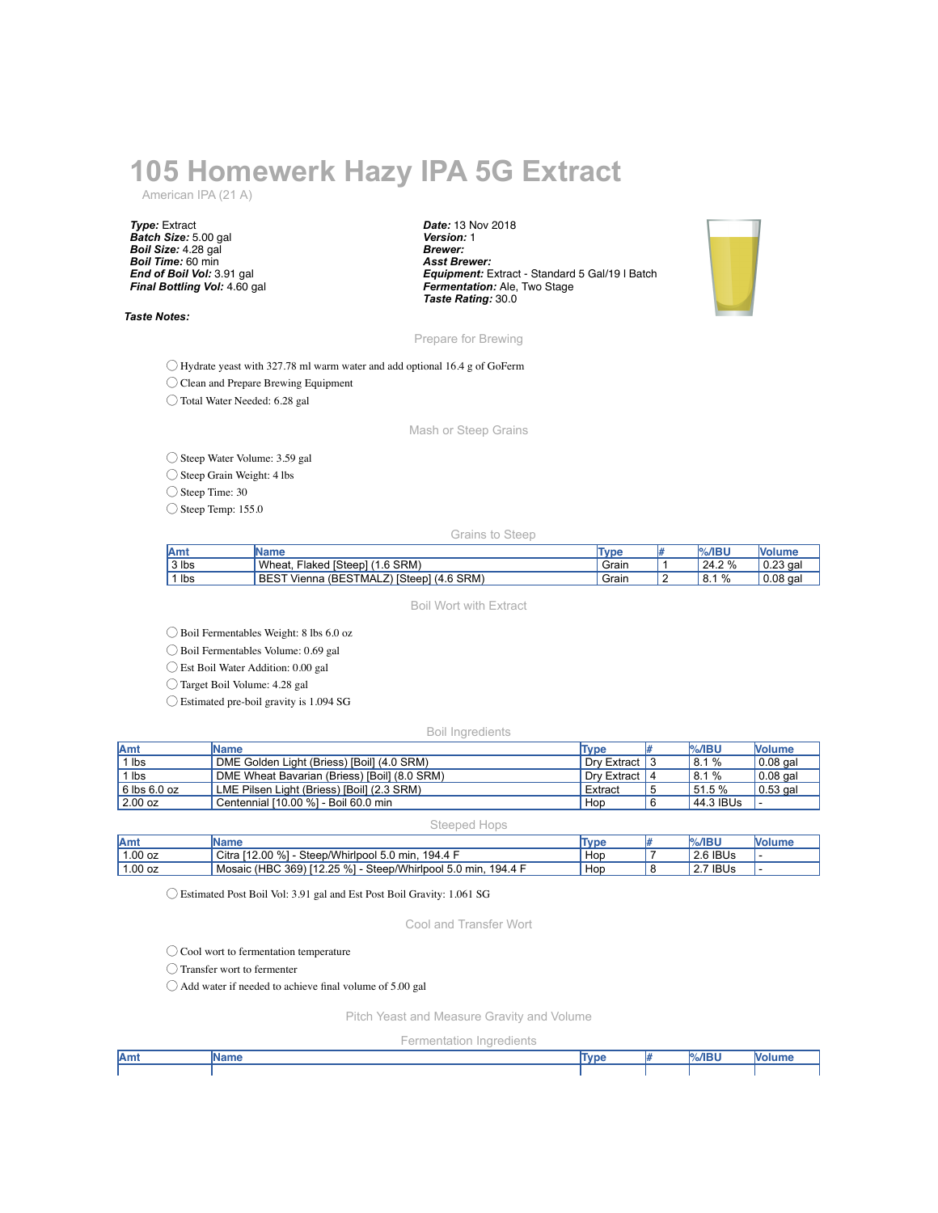# 105 Homewerk Hazy IPA 5G Extract

American IPA (21 A)

***Type:*** Extract
***Batch Size:*** 5.00 gal
***Boil Size:*** 4.28 gal
***Boil Time:*** 60 min
***End of Boil Vol:*** 3.91 gal
***Final Bottling Vol:*** 4.60 gal

***Date:*** 13 Nov 2018
***Version:*** 1
***Brewer:***
***Asst Brewer:***
***Equipment:*** Extract - Standard 5 Gal/19 l Batch
***Fermentation:*** Ale, Two Stage
***Taste Rating:*** 30.0

***Taste Notes:***

## Prepare for Brewing

- ◯ Hydrate yeast with 327.78 ml warm water and add optional 16.4 g of GoFerm
- ◯ Clean and Prepare Brewing Equipment
- ◯ Total Water Needed: 6.28 gal

## Mash or Steep Grains

- ◯ Steep Water Volume: 3.59 gal
- ◯ Steep Grain Weight: 4 lbs
- ◯ Steep Time: 30
- ◯ Steep Temp: 155.0

### Grains to Steep

| Amt | Name | Type | # | %/IBU | Volume |
|---|---|---|---|---|---|
| 3 lbs | Wheat, Flaked [Steep] (1.6 SRM) | Grain | 1 | 24.2 % | 0.23 gal |
| 1 lbs | BEST Vienna (BESTMALZ) [Steep] (4.6 SRM) | Grain | 2 | 8.1 % | 0.08 gal |

## Boil Wort with Extract

- ◯ Boil Fermentables Weight: 8 lbs 6.0 oz
- ◯ Boil Fermentables Volume: 0.69 gal
- ◯ Est Boil Water Addition: 0.00 gal
- ◯ Target Boil Volume: 4.28 gal
- ◯ Estimated pre-boil gravity is 1.094 SG

### Boil Ingredients

| Amt | Name | Type | # | %/IBU | Volume |
|---|---|---|---|---|---|
| 1 lbs | DME Golden Light (Briess) [Boil] (4.0 SRM) | Dry Extract | 3 | 8.1 % | 0.08 gal |
| 1 lbs | DME Wheat Bavarian (Briess) [Boil] (8.0 SRM) | Dry Extract | 4 | 8.1 % | 0.08 gal |
| 6 lbs 6.0 oz | LME Pilsen Light (Briess) [Boil] (2.3 SRM) | Extract | 5 | 51.5 % | 0.53 gal |
| 2.00 oz | Centennial [10.00 %] - Boil 60.0 min | Hop | 6 | 44.3 IBUs | - |

### Steeped Hops

| Amt | Name | Type | # | %/IBU | Volume |
|---|---|---|---|---|---|
| 1.00 oz | Citra [12.00 %] - Steep/Whirlpool 5.0 min, 194.4 F | Hop | 7 | 2.6 IBUs | - |
| 1.00 oz | Mosaic (HBC 369) [12.25 %] - Steep/Whirlpool 5.0 min, 194.4 F | Hop | 8 | 2.7 IBUs | - |

- ◯ Estimated Post Boil Vol: 3.91 gal and Est Post Boil Gravity: 1.061 SG

## Cool and Transfer Wort

- ◯ Cool wort to fermentation temperature
- ◯ Transfer wort to fermenter
- ◯ Add water if needed to achieve final volume of 5.00 gal

## Pitch Yeast and Measure Gravity and Volume

### Fermentation Ingredients

| Amt | Name | Type | # | %/IBU | Volume |
|---|---|---|---|---|---|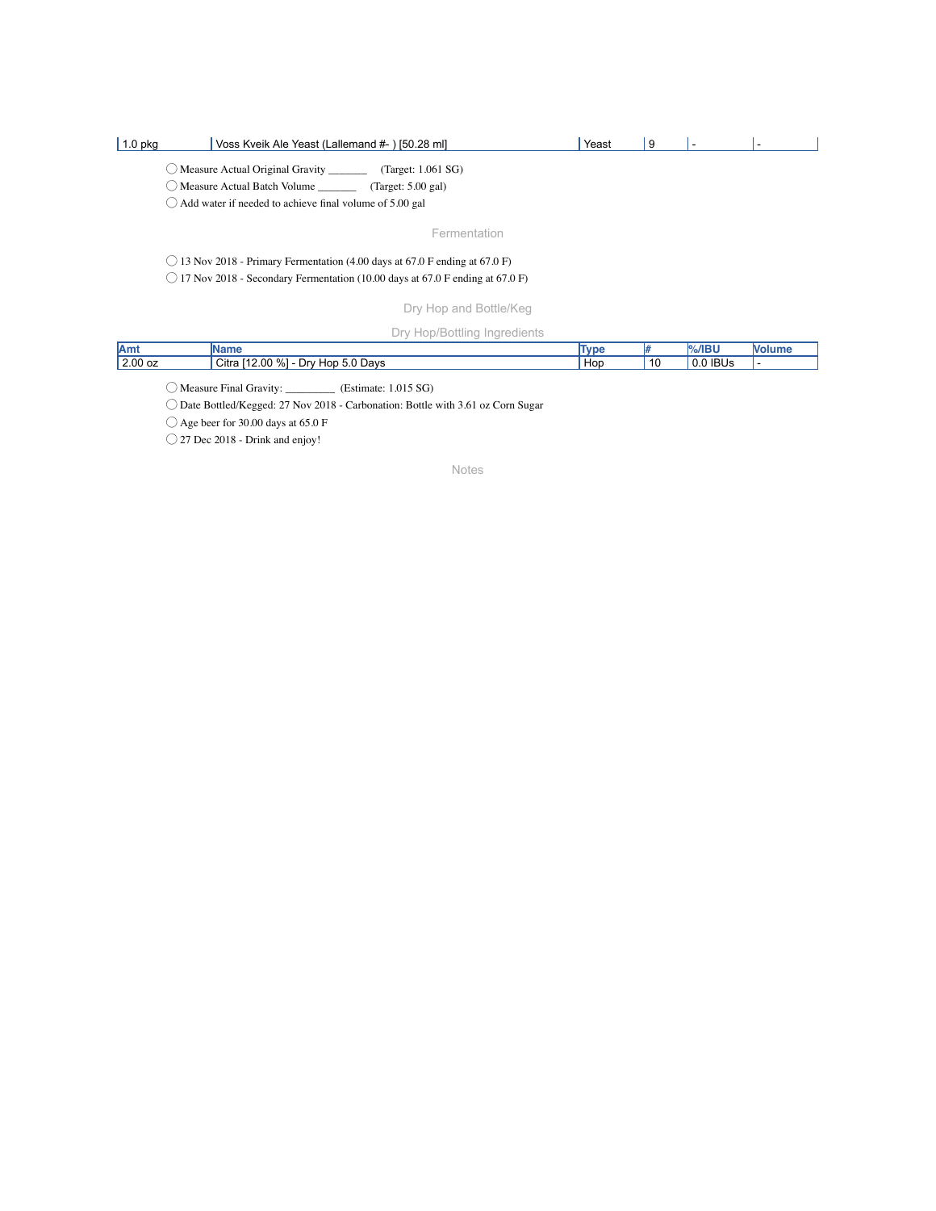| | | | | | |
|---|---|---|---|---|---|
| 1.0 pkg | Voss Kveik Ale Yeast (Lallemand #- ) [50.28 ml] | Yeast | 9 | - | - |

◯ Measure Actual Original Gravity _______ (Target: 1.061 SG)

◯ Measure Actual Batch Volume _______ (Target: 5.00 gal)

◯ Add water if needed to achieve final volume of 5.00 gal

## Fermentation

◯ 13 Nov 2018 - Primary Fermentation (4.00 days at 67.0 F ending at 67.0 F)

◯ 17 Nov 2018 - Secondary Fermentation (10.00 days at 67.0 F ending at 67.0 F)

## Dry Hop and Bottle/Keg

### Dry Hop/Bottling Ingredients

| Amt | Name | Type | # | %/IBU | Volume |
|---|---|---|---|---|---|
| 2.00 oz | Citra [12.00 %] - Dry Hop 5.0 Days | Hop | 10 | 0.0 IBUs | - |

◯ Measure Final Gravity: _________ (Estimate: 1.015 SG)

◯ Date Bottled/Kegged: 27 Nov 2018 - Carbonation: Bottle with 3.61 oz Corn Sugar

◯ Age beer for 30.00 days at 65.0 F

◯ 27 Dec 2018 - Drink and enjoy!

## Notes